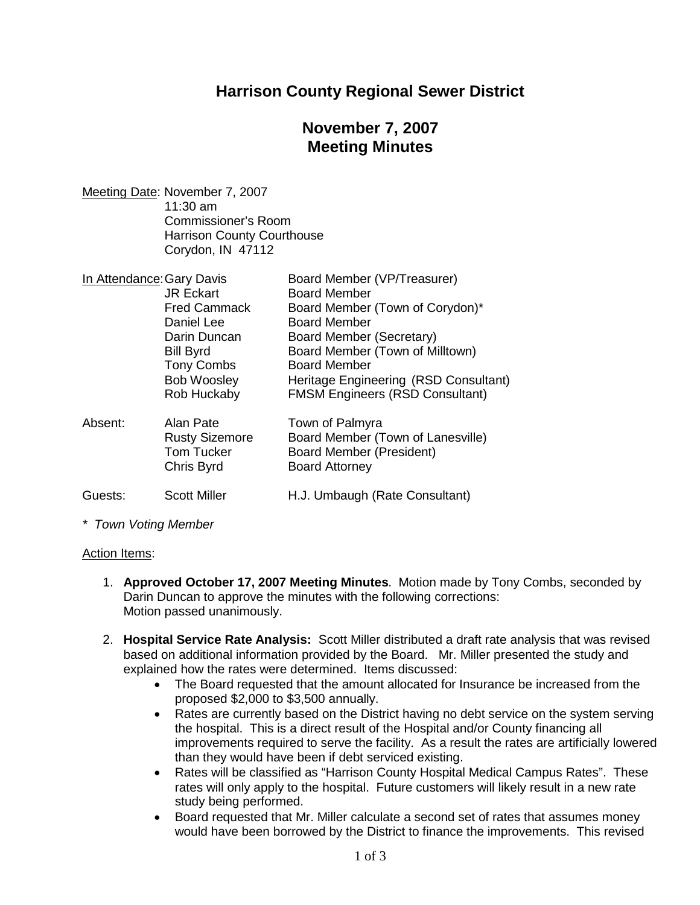# Harrison County Regional Sewer District

## November 7, 2007
## Meeting Minutes

Meeting Date: November 7, 2007
11:30 am
Commissioner's Room
Harrison County Courthouse
Corydon, IN 47112

| | | |
|---|---|---|
| In Attendance: | Gary Davis | Board Member (VP/Treasurer) |
| | JR Eckart | Board Member |
| | Fred Cammack | Board Member (Town of Corydon)* |
| | Daniel Lee | Board Member |
| | Darin Duncan | Board Member (Secretary) |
| | Bill Byrd | Board Member (Town of Milltown) |
| | Tony Combs | Board Member |
| | Bob Woosley | Heritage Engineering (RSD Consultant) |
| | Rob Huckaby | FMSM Engineers (RSD Consultant) |
| Absent: | Alan Pate | Town of Palmyra |
| | Rusty Sizemore | Board Member (Town of Lanesville) |
| | Tom Tucker | Board Member (President) |
| | Chris Byrd | Board Attorney |
| Guests: | Scott Miller | H.J. Umbaugh (Rate Consultant) |

*\* Town Voting Member*

Action Items:

1. **Approved October 17, 2007 Meeting Minutes**. Motion made by Tony Combs, seconded by Darin Duncan to approve the minutes with the following corrections:
   Motion passed unanimously.

2. **Hospital Service Rate Analysis:** Scott Miller distributed a draft rate analysis that was revised based on additional information provided by the Board. Mr. Miller presented the study and explained how the rates were determined. Items discussed:
   - The Board requested that the amount allocated for Insurance be increased from the proposed $2,000 to $3,500 annually.
   - Rates are currently based on the District having no debt service on the system serving the hospital. This is a direct result of the Hospital and/or County financing all improvements required to serve the facility. As a result the rates are artificially lowered than they would have been if debt serviced existing.
   - Rates will be classified as "Harrison County Hospital Medical Campus Rates". These rates will only apply to the hospital. Future customers will likely result in a new rate study being performed.
   - Board requested that Mr. Miller calculate a second set of rates that assumes money would have been borrowed by the District to finance the improvements. This revised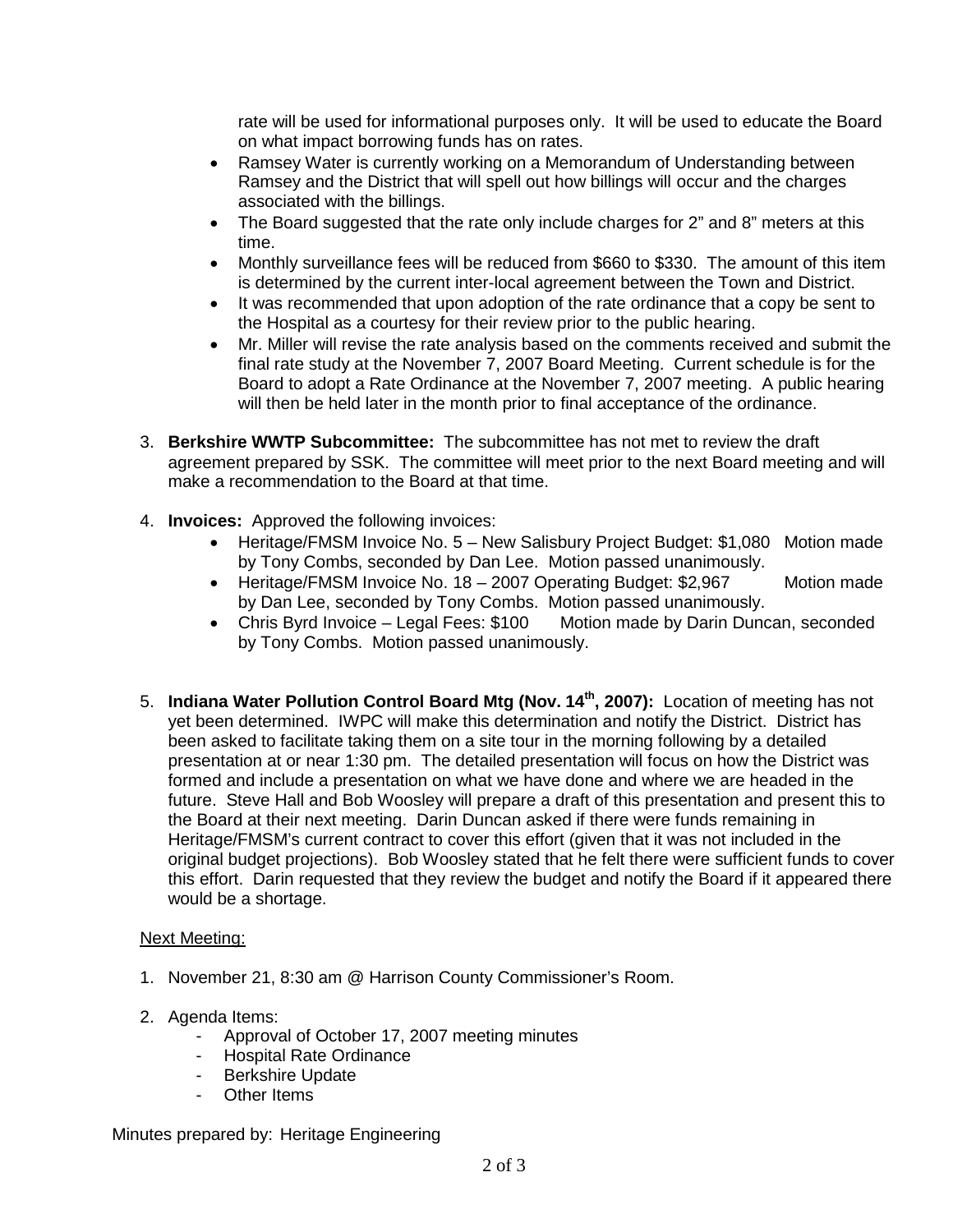rate will be used for informational purposes only. It will be used to educate the Board on what impact borrowing funds has on rates.

- Ramsey Water is currently working on a Memorandum of Understanding between Ramsey and the District that will spell out how billings will occur and the charges associated with the billings.
- The Board suggested that the rate only include charges for 2" and 8" meters at this time.
- Monthly surveillance fees will be reduced from $660 to $330. The amount of this item is determined by the current inter-local agreement between the Town and District.
- It was recommended that upon adoption of the rate ordinance that a copy be sent to the Hospital as a courtesy for their review prior to the public hearing.
- Mr. Miller will revise the rate analysis based on the comments received and submit the final rate study at the November 7, 2007 Board Meeting. Current schedule is for the Board to adopt a Rate Ordinance at the November 7, 2007 meeting. A public hearing will then be held later in the month prior to final acceptance of the ordinance.

3. **Berkshire WWTP Subcommittee:** The subcommittee has not met to review the draft agreement prepared by SSK. The committee will meet prior to the next Board meeting and will make a recommendation to the Board at that time.

4. **Invoices:** Approved the following invoices:
   - Heritage/FMSM Invoice No. 5 – New Salisbury Project Budget: $1,080 Motion made by Tony Combs, seconded by Dan Lee. Motion passed unanimously.
   - Heritage/FMSM Invoice No. 18 – 2007 Operating Budget: $2,967 Motion made by Dan Lee, seconded by Tony Combs. Motion passed unanimously.
   - Chris Byrd Invoice – Legal Fees: $100 Motion made by Darin Duncan, seconded by Tony Combs. Motion passed unanimously.

5. **Indiana Water Pollution Control Board Mtg (Nov. 14th, 2007):** Location of meeting has not yet been determined. IWPC will make this determination and notify the District. District has been asked to facilitate taking them on a site tour in the morning following by a detailed presentation at or near 1:30 pm. The detailed presentation will focus on how the District was formed and include a presentation on what we have done and where we are headed in the future. Steve Hall and Bob Woosley will prepare a draft of this presentation and present this to the Board at their next meeting. Darin Duncan asked if there were funds remaining in Heritage/FMSM's current contract to cover this effort (given that it was not included in the original budget projections). Bob Woosley stated that he felt there were sufficient funds to cover this effort. Darin requested that they review the budget and notify the Board if it appeared there would be a shortage.

Next Meeting:

1. November 21, 8:30 am @ Harrison County Commissioner's Room.

2. Agenda Items:
   - Approval of October 17, 2007 meeting minutes
   - Hospital Rate Ordinance
   - Berkshire Update
   - Other Items

Minutes prepared by: Heritage Engineering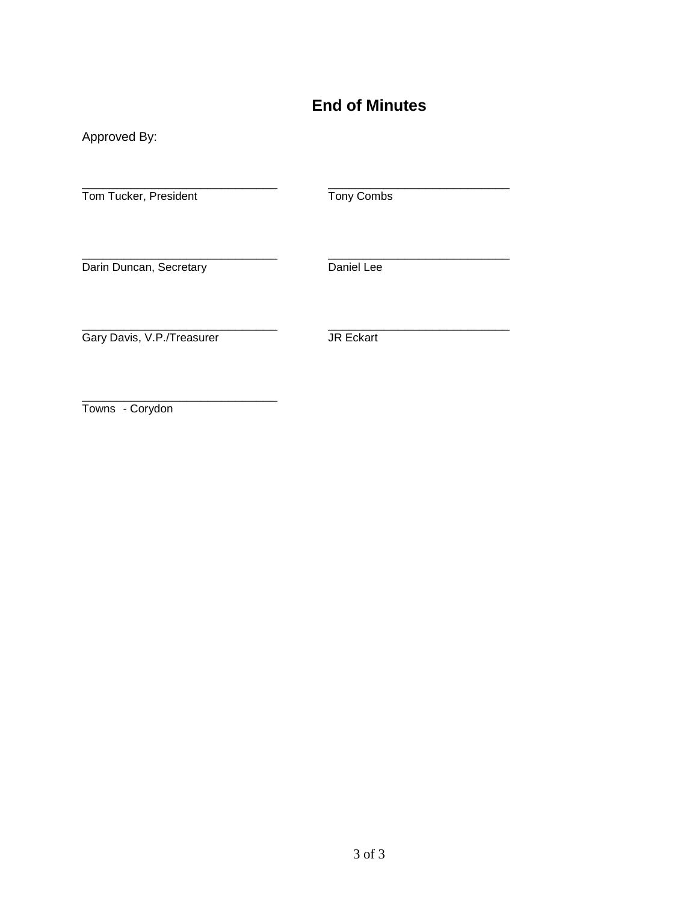## End of Minutes

Approved By:

| | |
|---|---|
| ____________________________ | ____________________________ |
| Tom Tucker, President | Tony Combs |
| ____________________________ | ____________________________ |
| Darin Duncan, Secretary | Daniel Lee |
| ____________________________ | ____________________________ |
| Gary Davis, V.P./Treasurer | JR Eckart |
| ____________________________ | |
| Towns - Corydon | |